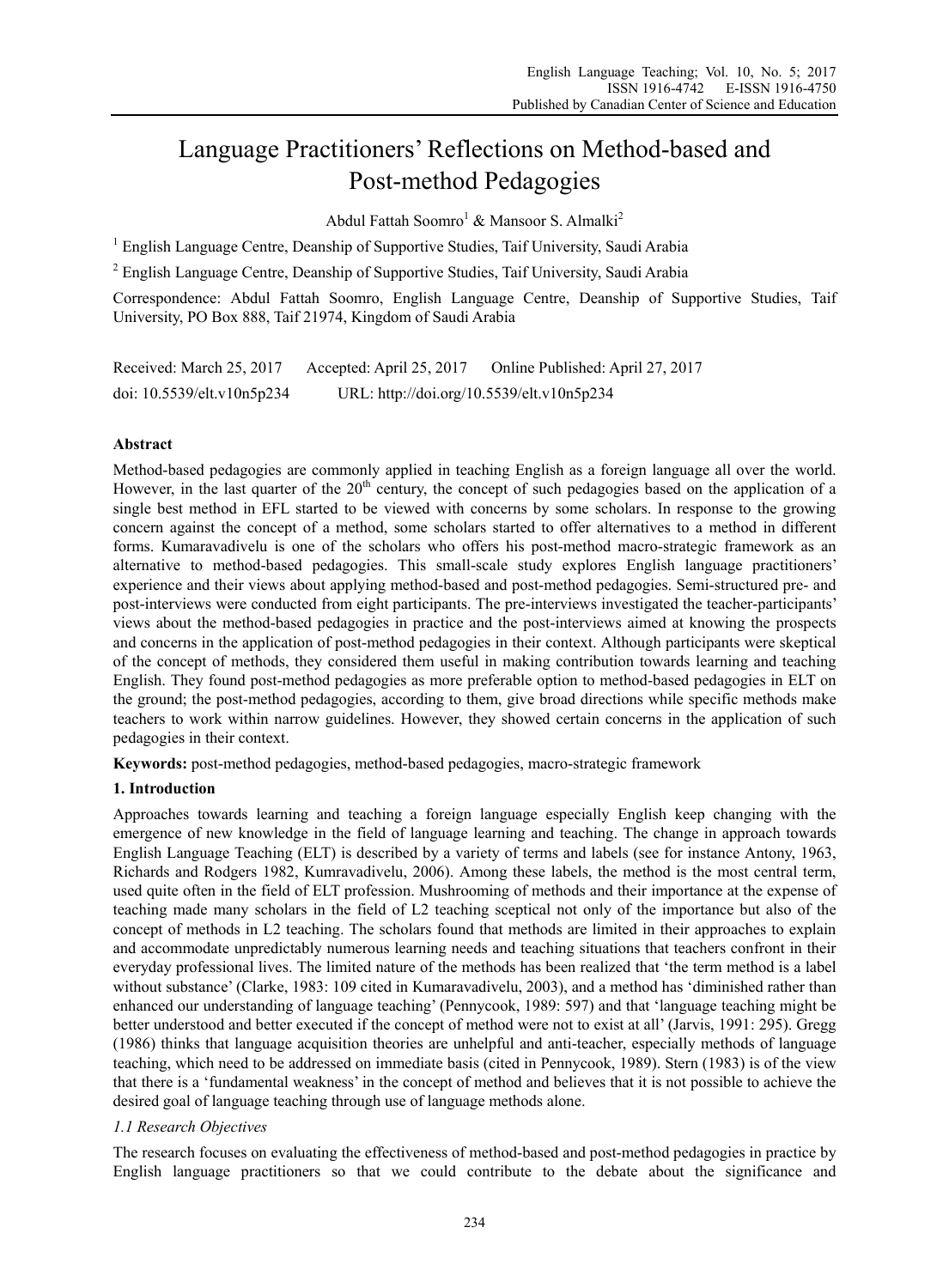# Language Practitioners' Reflections on Method-based and Post-method Pedagogies

Abdul Fattah Soomro[1] & Mansoor S. Almalki[2]

[1] English Language Centre, Deanship of Supportive Studies, Taif University, Saudi Arabia

[2] English Language Centre, Deanship of Supportive Studies, Taif University, Saudi Arabia

Correspondence: Abdul Fattah Soomro, English Language Centre, Deanship of Supportive Studies, Taif University, PO Box 888, Taif 21974, Kingdom of Saudi Arabia

Received: March 25, 2017 Accepted: April 25, 2017 Online Published: April 27, 2017

doi: 10.5539/elt.v10n5p234 URL: http://doi.org/10.5539/elt.v10n5p234

## Abstract

Method-based pedagogies are commonly applied in teaching English as a foreign language all over the world. However, in the last quarter of the 20th century, the concept of such pedagogies based on the application of a single best method in EFL started to be viewed with concerns by some scholars. In response to the growing concern against the concept of a method, some scholars started to offer alternatives to a method in different forms. Kumaravadivelu is one of the scholars who offers his post-method macro-strategic framework as an alternative to method-based pedagogies. This small-scale study explores English language practitioners' experience and their views about applying method-based and post-method pedagogies. Semi-structured pre- and post-interviews were conducted from eight participants. The pre-interviews investigated the teacher-participants' views about the method-based pedagogies in practice and the post-interviews aimed at knowing the prospects and concerns in the application of post-method pedagogies in their context. Although participants were skeptical of the concept of methods, they considered them useful in making contribution towards learning and teaching English. They found post-method pedagogies as more preferable option to method-based pedagogies in ELT on the ground; the post-method pedagogies, according to them, give broad directions while specific methods make teachers to work within narrow guidelines. However, they showed certain concerns in the application of such pedagogies in their context.

**Keywords:** post-method pedagogies, method-based pedagogies, macro-strategic framework

## 1. Introduction

Approaches towards learning and teaching a foreign language especially English keep changing with the emergence of new knowledge in the field of language learning and teaching. The change in approach towards English Language Teaching (ELT) is described by a variety of terms and labels (see for instance Antony, 1963, Richards and Rodgers 1982, Kumravadivelu, 2006). Among these labels, the method is the most central term, used quite often in the field of ELT profession. Mushrooming of methods and their importance at the expense of teaching made many scholars in the field of L2 teaching sceptical not only of the importance but also of the concept of methods in L2 teaching. The scholars found that methods are limited in their approaches to explain and accommodate unpredictably numerous learning needs and teaching situations that teachers confront in their everyday professional lives. The limited nature of the methods has been realized that 'the term method is a label without substance' (Clarke, 1983: 109 cited in Kumaravadivelu, 2003), and a method has 'diminished rather than enhanced our understanding of language teaching' (Pennycook, 1989: 597) and that 'language teaching might be better understood and better executed if the concept of method were not to exist at all' (Jarvis, 1991: 295). Gregg (1986) thinks that language acquisition theories are unhelpful and anti-teacher, especially methods of language teaching, which need to be addressed on immediate basis (cited in Pennycook, 1989). Stern (1983) is of the view that there is a 'fundamental weakness' in the concept of method and believes that it is not possible to achieve the desired goal of language teaching through use of language methods alone.

### *1.1 Research Objectives*

The research focuses on evaluating the effectiveness of method-based and post-method pedagogies in practice by English language practitioners so that we could contribute to the debate about the significance and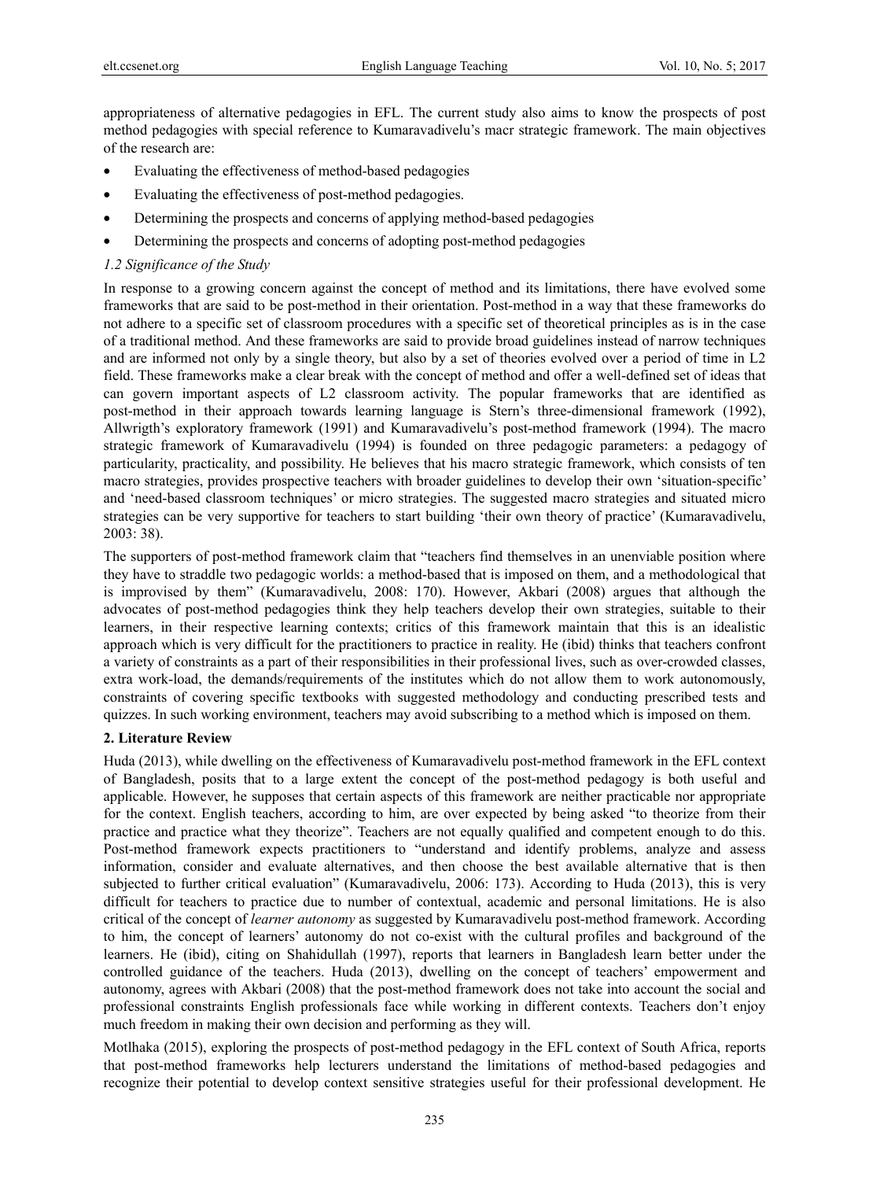appropriateness of alternative pedagogies in EFL. The current study also aims to know the prospects of post method pedagogies with special reference to Kumaravadivelu's macr strategic framework. The main objectives of the research are:

- Evaluating the effectiveness of method-based pedagogies
- Evaluating the effectiveness of post-method pedagogies.
- Determining the prospects and concerns of applying method-based pedagogies
- Determining the prospects and concerns of adopting post-method pedagogies

### *1.2 Significance of the Study*

In response to a growing concern against the concept of method and its limitations, there have evolved some frameworks that are said to be post-method in their orientation. Post-method in a way that these frameworks do not adhere to a specific set of classroom procedures with a specific set of theoretical principles as is in the case of a traditional method. And these frameworks are said to provide broad guidelines instead of narrow techniques and are informed not only by a single theory, but also by a set of theories evolved over a period of time in L2 field. These frameworks make a clear break with the concept of method and offer a well-defined set of ideas that can govern important aspects of L2 classroom activity. The popular frameworks that are identified as post-method in their approach towards learning language is Stern's three-dimensional framework (1992), Allwrigth's exploratory framework (1991) and Kumaravadivelu's post-method framework (1994). The macro strategic framework of Kumaravadivelu (1994) is founded on three pedagogic parameters: a pedagogy of particularity, practicality, and possibility. He believes that his macro strategic framework, which consists of ten macro strategies, provides prospective teachers with broader guidelines to develop their own 'situation-specific' and 'need-based classroom techniques' or micro strategies. The suggested macro strategies and situated micro strategies can be very supportive for teachers to start building 'their own theory of practice' (Kumaravadivelu, 2003: 38).

The supporters of post-method framework claim that "teachers find themselves in an unenviable position where they have to straddle two pedagogic worlds: a method-based that is imposed on them, and a methodological that is improvised by them" (Kumaravadivelu, 2008: 170). However, Akbari (2008) argues that although the advocates of post-method pedagogies think they help teachers develop their own strategies, suitable to their learners, in their respective learning contexts; critics of this framework maintain that this is an idealistic approach which is very difficult for the practitioners to practice in reality. He (ibid) thinks that teachers confront a variety of constraints as a part of their responsibilities in their professional lives, such as over-crowded classes, extra work-load, the demands/requirements of the institutes which do not allow them to work autonomously, constraints of covering specific textbooks with suggested methodology and conducting prescribed tests and quizzes. In such working environment, teachers may avoid subscribing to a method which is imposed on them.

## 2. Literature Review

Huda (2013), while dwelling on the effectiveness of Kumaravadivelu post-method framework in the EFL context of Bangladesh, posits that to a large extent the concept of the post-method pedagogy is both useful and applicable. However, he supposes that certain aspects of this framework are neither practicable nor appropriate for the context. English teachers, according to him, are over expected by being asked "to theorize from their practice and practice what they theorize". Teachers are not equally qualified and competent enough to do this. Post-method framework expects practitioners to "understand and identify problems, analyze and assess information, consider and evaluate alternatives, and then choose the best available alternative that is then subjected to further critical evaluation" (Kumaravadivelu, 2006: 173). According to Huda (2013), this is very difficult for teachers to practice due to number of contextual, academic and personal limitations. He is also critical of the concept of *learner autonomy* as suggested by Kumaravadivelu post-method framework. According to him, the concept of learners' autonomy do not co-exist with the cultural profiles and background of the learners. He (ibid), citing on Shahidullah (1997), reports that learners in Bangladesh learn better under the controlled guidance of the teachers. Huda (2013), dwelling on the concept of teachers' empowerment and autonomy, agrees with Akbari (2008) that the post-method framework does not take into account the social and professional constraints English professionals face while working in different contexts. Teachers don't enjoy much freedom in making their own decision and performing as they will.

Motlhaka (2015), exploring the prospects of post-method pedagogy in the EFL context of South Africa, reports that post-method frameworks help lecturers understand the limitations of method-based pedagogies and recognize their potential to develop context sensitive strategies useful for their professional development. He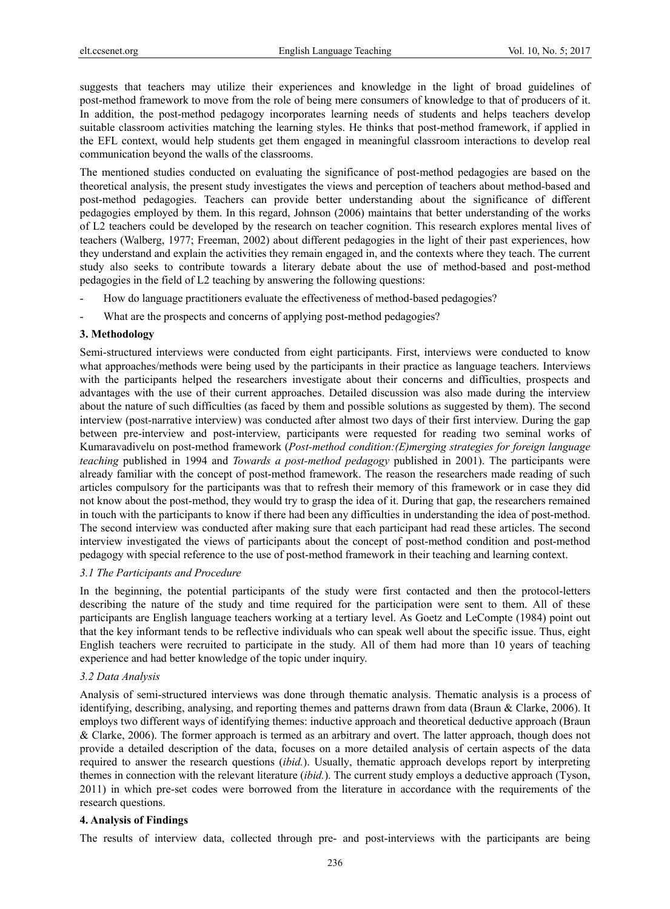suggests that teachers may utilize their experiences and knowledge in the light of broad guidelines of post-method framework to move from the role of being mere consumers of knowledge to that of producers of it. In addition, the post-method pedagogy incorporates learning needs of students and helps teachers develop suitable classroom activities matching the learning styles. He thinks that post-method framework, if applied in the EFL context, would help students get them engaged in meaningful classroom interactions to develop real communication beyond the walls of the classrooms.

The mentioned studies conducted on evaluating the significance of post-method pedagogies are based on the theoretical analysis, the present study investigates the views and perception of teachers about method-based and post-method pedagogies. Teachers can provide better understanding about the significance of different pedagogies employed by them. In this regard, Johnson (2006) maintains that better understanding of the works of L2 teachers could be developed by the research on teacher cognition. This research explores mental lives of teachers (Walberg, 1977; Freeman, 2002) about different pedagogies in the light of their past experiences, how they understand and explain the activities they remain engaged in, and the contexts where they teach. The current study also seeks to contribute towards a literary debate about the use of method-based and post-method pedagogies in the field of L2 teaching by answering the following questions:

- How do language practitioners evaluate the effectiveness of method-based pedagogies?
- What are the prospects and concerns of applying post-method pedagogies?

## 3. Methodology

Semi-structured interviews were conducted from eight participants. First, interviews were conducted to know what approaches/methods were being used by the participants in their practice as language teachers. Interviews with the participants helped the researchers investigate about their concerns and difficulties, prospects and advantages with the use of their current approaches. Detailed discussion was also made during the interview about the nature of such difficulties (as faced by them and possible solutions as suggested by them). The second interview (post-narrative interview) was conducted after almost two days of their first interview. During the gap between pre-interview and post-interview, participants were requested for reading two seminal works of Kumaravadivelu on post-method framework (*Post-method condition:(E)merging strategies for foreign language teaching* published in 1994 and *Towards a post-method pedagogy* published in 2001). The participants were already familiar with the concept of post-method framework. The reason the researchers made reading of such articles compulsory for the participants was that to refresh their memory of this framework or in case they did not know about the post-method, they would try to grasp the idea of it. During that gap, the researchers remained in touch with the participants to know if there had been any difficulties in understanding the idea of post-method. The second interview was conducted after making sure that each participant had read these articles. The second interview investigated the views of participants about the concept of post-method condition and post-method pedagogy with special reference to the use of post-method framework in their teaching and learning context.

### *3.1 The Participants and Procedure*

In the beginning, the potential participants of the study were first contacted and then the protocol-letters describing the nature of the study and time required for the participation were sent to them. All of these participants are English language teachers working at a tertiary level. As Goetz and LeCompte (1984) point out that the key informant tends to be reflective individuals who can speak well about the specific issue. Thus, eight English teachers were recruited to participate in the study. All of them had more than 10 years of teaching experience and had better knowledge of the topic under inquiry.

### *3.2 Data Analysis*

Analysis of semi-structured interviews was done through thematic analysis. Thematic analysis is a process of identifying, describing, analysing, and reporting themes and patterns drawn from data (Braun & Clarke, 2006). It employs two different ways of identifying themes: inductive approach and theoretical deductive approach (Braun & Clarke, 2006). The former approach is termed as an arbitrary and overt. The latter approach, though does not provide a detailed description of the data, focuses on a more detailed analysis of certain aspects of the data required to answer the research questions (*ibid.*). Usually, thematic approach develops report by interpreting themes in connection with the relevant literature (*ibid.*). The current study employs a deductive approach (Tyson, 2011) in which pre-set codes were borrowed from the literature in accordance with the requirements of the research questions.

## 4. Analysis of Findings

The results of interview data, collected through pre- and post-interviews with the participants are being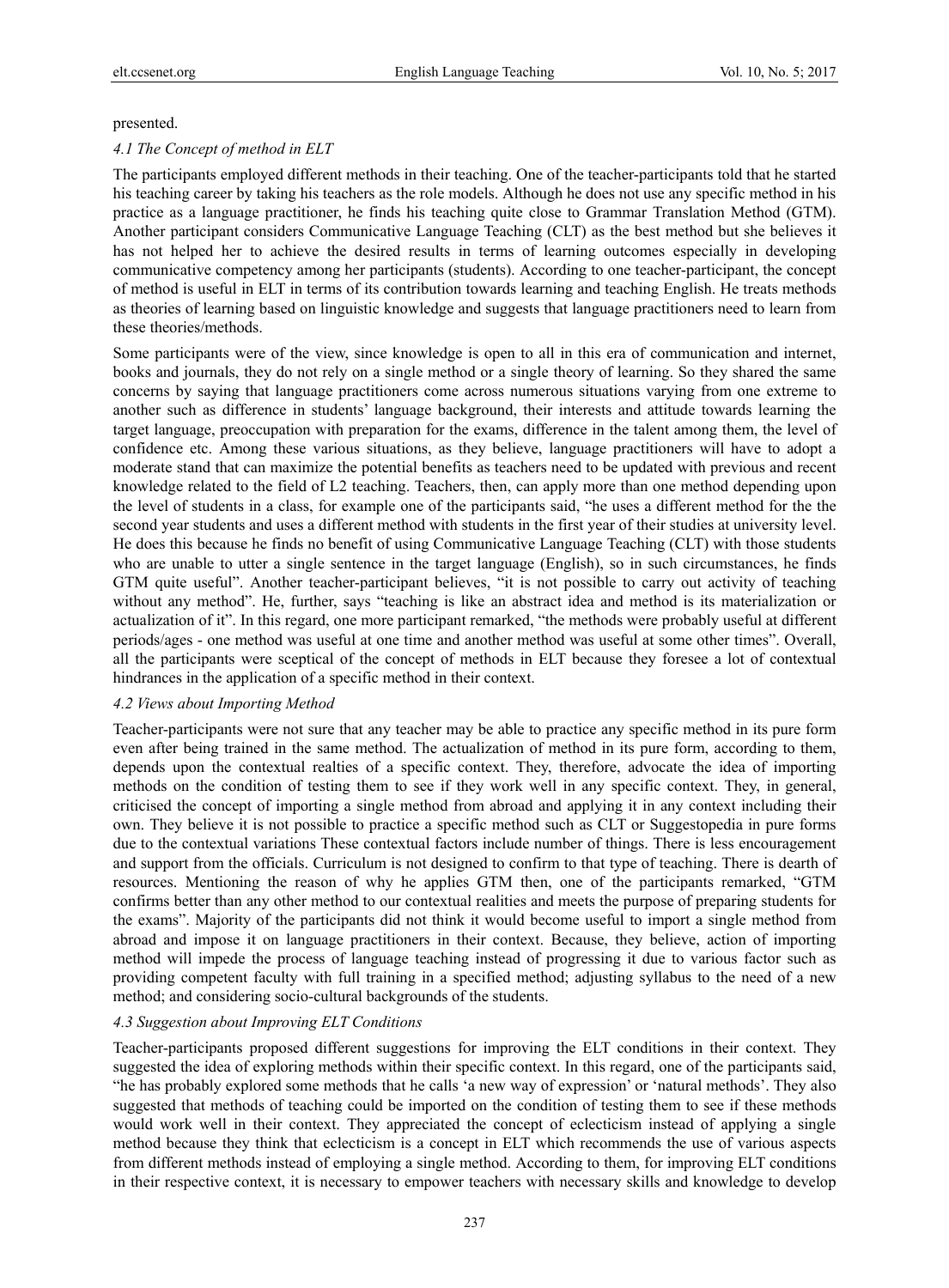presented.

### *4.1 The Concept of method in ELT*

The participants employed different methods in their teaching. One of the teacher-participants told that he started his teaching career by taking his teachers as the role models. Although he does not use any specific method in his practice as a language practitioner, he finds his teaching quite close to Grammar Translation Method (GTM). Another participant considers Communicative Language Teaching (CLT) as the best method but she believes it has not helped her to achieve the desired results in terms of learning outcomes especially in developing communicative competency among her participants (students). According to one teacher-participant, the concept of method is useful in ELT in terms of its contribution towards learning and teaching English. He treats methods as theories of learning based on linguistic knowledge and suggests that language practitioners need to learn from these theories/methods.

Some participants were of the view, since knowledge is open to all in this era of communication and internet, books and journals, they do not rely on a single method or a single theory of learning. So they shared the same concerns by saying that language practitioners come across numerous situations varying from one extreme to another such as difference in students' language background, their interests and attitude towards learning the target language, preoccupation with preparation for the exams, difference in the talent among them, the level of confidence etc. Among these various situations, as they believe, language practitioners will have to adopt a moderate stand that can maximize the potential benefits as teachers need to be updated with previous and recent knowledge related to the field of L2 teaching. Teachers, then, can apply more than one method depending upon the level of students in a class, for example one of the participants said, "he uses a different method for the the second year students and uses a different method with students in the first year of their studies at university level. He does this because he finds no benefit of using Communicative Language Teaching (CLT) with those students who are unable to utter a single sentence in the target language (English), so in such circumstances, he finds GTM quite useful". Another teacher-participant believes, "it is not possible to carry out activity of teaching without any method". He, further, says "teaching is like an abstract idea and method is its materialization or actualization of it". In this regard, one more participant remarked, "the methods were probably useful at different periods/ages - one method was useful at one time and another method was useful at some other times". Overall, all the participants were sceptical of the concept of methods in ELT because they foresee a lot of contextual hindrances in the application of a specific method in their context.

### *4.2 Views about Importing Method*

Teacher-participants were not sure that any teacher may be able to practice any specific method in its pure form even after being trained in the same method. The actualization of method in its pure form, according to them, depends upon the contextual realties of a specific context. They, therefore, advocate the idea of importing methods on the condition of testing them to see if they work well in any specific context. They, in general, criticised the concept of importing a single method from abroad and applying it in any context including their own. They believe it is not possible to practice a specific method such as CLT or Suggestopedia in pure forms due to the contextual variations These contextual factors include number of things. There is less encouragement and support from the officials. Curriculum is not designed to confirm to that type of teaching. There is dearth of resources. Mentioning the reason of why he applies GTM then, one of the participants remarked, "GTM confirms better than any other method to our contextual realities and meets the purpose of preparing students for the exams". Majority of the participants did not think it would become useful to import a single method from abroad and impose it on language practitioners in their context. Because, they believe, action of importing method will impede the process of language teaching instead of progressing it due to various factor such as providing competent faculty with full training in a specified method; adjusting syllabus to the need of a new method; and considering socio-cultural backgrounds of the students.

### *4.3 Suggestion about Improving ELT Conditions*

Teacher-participants proposed different suggestions for improving the ELT conditions in their context. They suggested the idea of exploring methods within their specific context. In this regard, one of the participants said, "he has probably explored some methods that he calls 'a new way of expression' or 'natural methods'. They also suggested that methods of teaching could be imported on the condition of testing them to see if these methods would work well in their context. They appreciated the concept of eclecticism instead of applying a single method because they think that eclecticism is a concept in ELT which recommends the use of various aspects from different methods instead of employing a single method. According to them, for improving ELT conditions in their respective context, it is necessary to empower teachers with necessary skills and knowledge to develop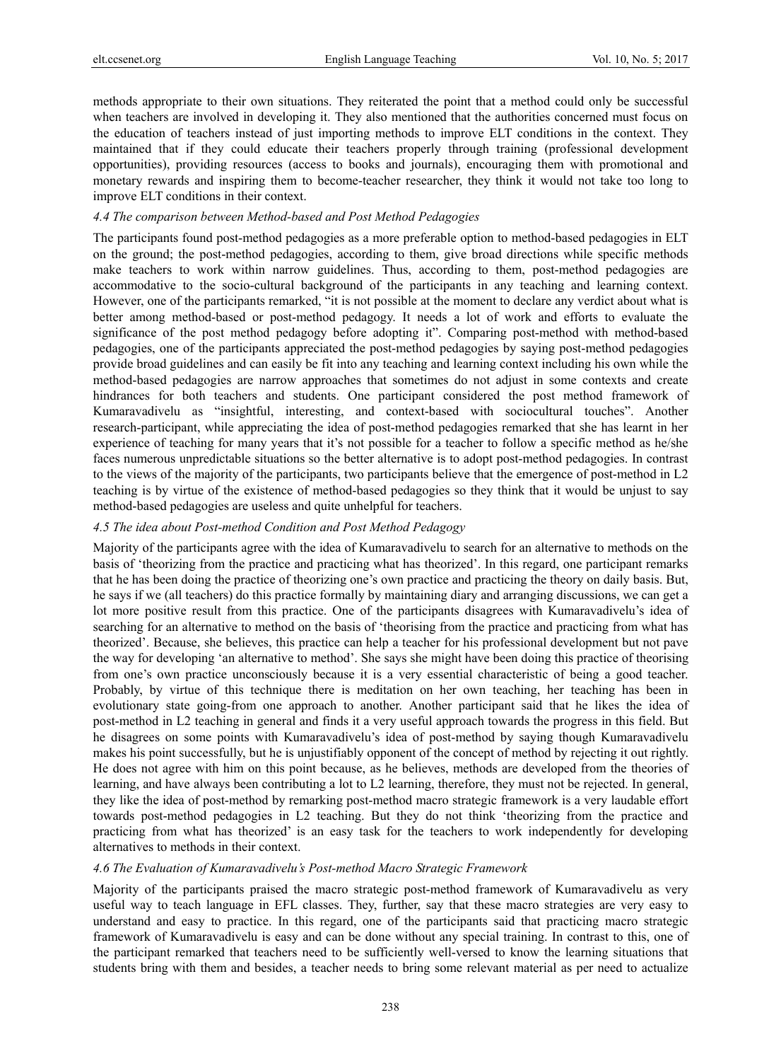methods appropriate to their own situations. They reiterated the point that a method could only be successful when teachers are involved in developing it. They also mentioned that the authorities concerned must focus on the education of teachers instead of just importing methods to improve ELT conditions in the context. They maintained that if they could educate their teachers properly through training (professional development opportunities), providing resources (access to books and journals), encouraging them with promotional and monetary rewards and inspiring them to become-teacher researcher, they think it would not take too long to improve ELT conditions in their context.

### *4.4 The comparison between Method-based and Post Method Pedagogies*

The participants found post-method pedagogies as a more preferable option to method-based pedagogies in ELT on the ground; the post-method pedagogies, according to them, give broad directions while specific methods make teachers to work within narrow guidelines. Thus, according to them, post-method pedagogies are accommodative to the socio-cultural background of the participants in any teaching and learning context. However, one of the participants remarked, "it is not possible at the moment to declare any verdict about what is better among method-based or post-method pedagogy. It needs a lot of work and efforts to evaluate the significance of the post method pedagogy before adopting it". Comparing post-method with method-based pedagogies, one of the participants appreciated the post-method pedagogies by saying post-method pedagogies provide broad guidelines and can easily be fit into any teaching and learning context including his own while the method-based pedagogies are narrow approaches that sometimes do not adjust in some contexts and create hindrances for both teachers and students. One participant considered the post method framework of Kumaravadivelu as "insightful, interesting, and context-based with sociocultural touches". Another research-participant, while appreciating the idea of post-method pedagogies remarked that she has learnt in her experience of teaching for many years that it's not possible for a teacher to follow a specific method as he/she faces numerous unpredictable situations so the better alternative is to adopt post-method pedagogies. In contrast to the views of the majority of the participants, two participants believe that the emergence of post-method in L2 teaching is by virtue of the existence of method-based pedagogies so they think that it would be unjust to say method-based pedagogies are useless and quite unhelpful for teachers.

### *4.5 The idea about Post-method Condition and Post Method Pedagogy*

Majority of the participants agree with the idea of Kumaravadivelu to search for an alternative to methods on the basis of 'theorizing from the practice and practicing what has theorized'. In this regard, one participant remarks that he has been doing the practice of theorizing one's own practice and practicing the theory on daily basis. But, he says if we (all teachers) do this practice formally by maintaining diary and arranging discussions, we can get a lot more positive result from this practice. One of the participants disagrees with Kumaravadivelu's idea of searching for an alternative to method on the basis of 'theorising from the practice and practicing from what has theorized'. Because, she believes, this practice can help a teacher for his professional development but not pave the way for developing 'an alternative to method'. She says she might have been doing this practice of theorising from one's own practice unconsciously because it is a very essential characteristic of being a good teacher. Probably, by virtue of this technique there is meditation on her own teaching, her teaching has been in evolutionary state going-from one approach to another. Another participant said that he likes the idea of post-method in L2 teaching in general and finds it a very useful approach towards the progress in this field. But he disagrees on some points with Kumaravadivelu's idea of post-method by saying though Kumaravadivelu makes his point successfully, but he is unjustifiably opponent of the concept of method by rejecting it out rightly. He does not agree with him on this point because, as he believes, methods are developed from the theories of learning, and have always been contributing a lot to L2 learning, therefore, they must not be rejected. In general, they like the idea of post-method by remarking post-method macro strategic framework is a very laudable effort towards post-method pedagogies in L2 teaching. But they do not think 'theorizing from the practice and practicing from what has theorized' is an easy task for the teachers to work independently for developing alternatives to methods in their context.

### *4.6 The Evaluation of Kumaravadivelu's Post-method Macro Strategic Framework*

Majority of the participants praised the macro strategic post-method framework of Kumaravadivelu as very useful way to teach language in EFL classes. They, further, say that these macro strategies are very easy to understand and easy to practice. In this regard, one of the participants said that practicing macro strategic framework of Kumaravadivelu is easy and can be done without any special training. In contrast to this, one of the participant remarked that teachers need to be sufficiently well-versed to know the learning situations that students bring with them and besides, a teacher needs to bring some relevant material as per need to actualize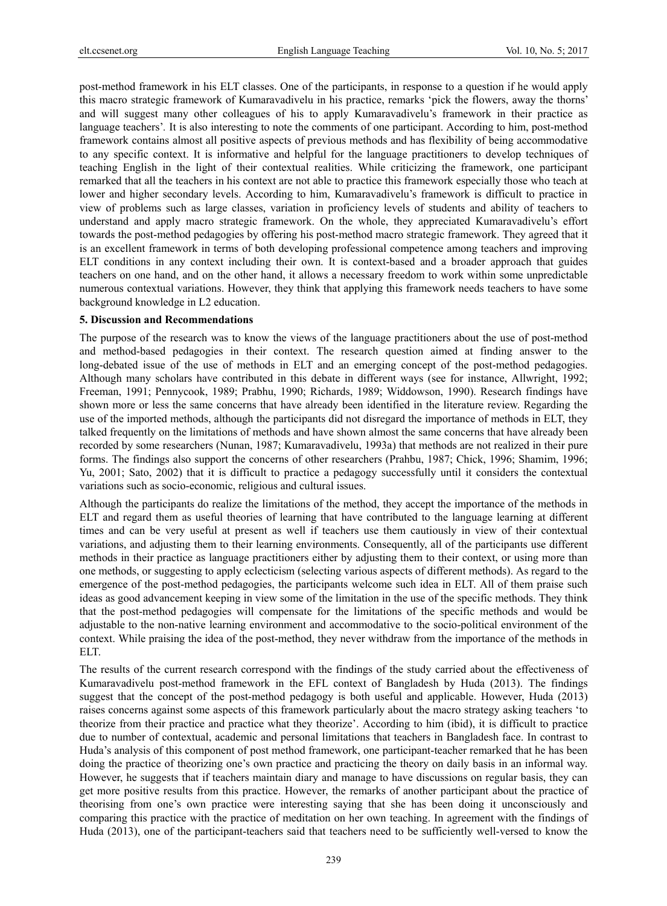post-method framework in his ELT classes. One of the participants, in response to a question if he would apply this macro strategic framework of Kumaravadivelu in his practice, remarks 'pick the flowers, away the thorns' and will suggest many other colleagues of his to apply Kumaravadivelu's framework in their practice as language teachers'. It is also interesting to note the comments of one participant. According to him, post-method framework contains almost all positive aspects of previous methods and has flexibility of being accommodative to any specific context. It is informative and helpful for the language practitioners to develop techniques of teaching English in the light of their contextual realities. While criticizing the framework, one participant remarked that all the teachers in his context are not able to practice this framework especially those who teach at lower and higher secondary levels. According to him, Kumaravadivelu's framework is difficult to practice in view of problems such as large classes, variation in proficiency levels of students and ability of teachers to understand and apply macro strategic framework. On the whole, they appreciated Kumaravadivelu's effort towards the post-method pedagogies by offering his post-method macro strategic framework. They agreed that it is an excellent framework in terms of both developing professional competence among teachers and improving ELT conditions in any context including their own. It is context-based and a broader approach that guides teachers on one hand, and on the other hand, it allows a necessary freedom to work within some unpredictable numerous contextual variations. However, they think that applying this framework needs teachers to have some background knowledge in L2 education.

## 5. Discussion and Recommendations

The purpose of the research was to know the views of the language practitioners about the use of post-method and method-based pedagogies in their context. The research question aimed at finding answer to the long-debated issue of the use of methods in ELT and an emerging concept of the post-method pedagogies. Although many scholars have contributed in this debate in different ways (see for instance, Allwright, 1992; Freeman, 1991; Pennycook, 1989; Prabhu, 1990; Richards, 1989; Widdowson, 1990). Research findings have shown more or less the same concerns that have already been identified in the literature review. Regarding the use of the imported methods, although the participants did not disregard the importance of methods in ELT, they talked frequently on the limitations of methods and have shown almost the same concerns that have already been recorded by some researchers (Nunan, 1987; Kumaravadivelu, 1993a) that methods are not realized in their pure forms. The findings also support the concerns of other researchers (Prahbu, 1987; Chick, 1996; Shamim, 1996; Yu, 2001; Sato, 2002) that it is difficult to practice a pedagogy successfully until it considers the contextual variations such as socio-economic, religious and cultural issues.

Although the participants do realize the limitations of the method, they accept the importance of the methods in ELT and regard them as useful theories of learning that have contributed to the language learning at different times and can be very useful at present as well if teachers use them cautiously in view of their contextual variations, and adjusting them to their learning environments. Consequently, all of the participants use different methods in their practice as language practitioners either by adjusting them to their context, or using more than one methods, or suggesting to apply eclecticism (selecting various aspects of different methods). As regard to the emergence of the post-method pedagogies, the participants welcome such idea in ELT. All of them praise such ideas as good advancement keeping in view some of the limitation in the use of the specific methods. They think that the post-method pedagogies will compensate for the limitations of the specific methods and would be adjustable to the non-native learning environment and accommodative to the socio-political environment of the context. While praising the idea of the post-method, they never withdraw from the importance of the methods in ELT.

The results of the current research correspond with the findings of the study carried about the effectiveness of Kumaravadivelu post-method framework in the EFL context of Bangladesh by Huda (2013). The findings suggest that the concept of the post-method pedagogy is both useful and applicable. However, Huda (2013) raises concerns against some aspects of this framework particularly about the macro strategy asking teachers 'to theorize from their practice and practice what they theorize'. According to him (ibid), it is difficult to practice due to number of contextual, academic and personal limitations that teachers in Bangladesh face. In contrast to Huda's analysis of this component of post method framework, one participant-teacher remarked that he has been doing the practice of theorizing one's own practice and practicing the theory on daily basis in an informal way. However, he suggests that if teachers maintain diary and manage to have discussions on regular basis, they can get more positive results from this practice. However, the remarks of another participant about the practice of theorising from one's own practice were interesting saying that she has been doing it unconsciously and comparing this practice with the practice of meditation on her own teaching. In agreement with the findings of Huda (2013), one of the participant-teachers said that teachers need to be sufficiently well-versed to know the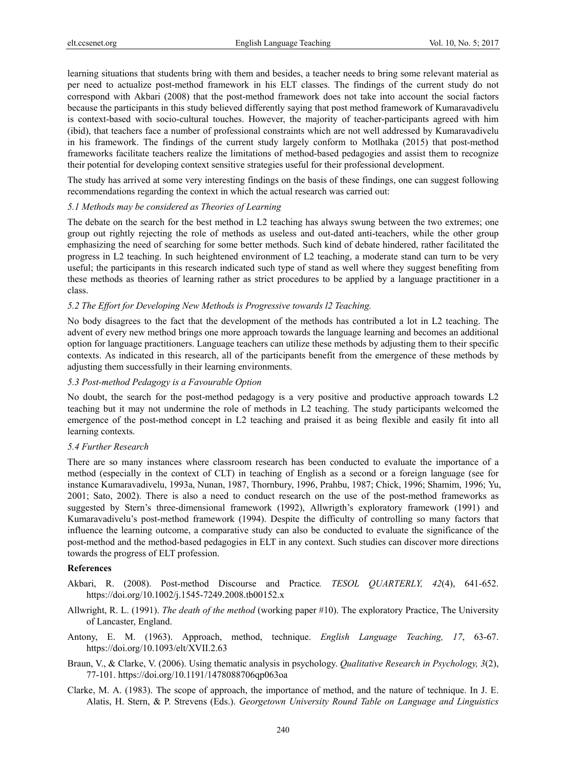learning situations that students bring with them and besides, a teacher needs to bring some relevant material as per need to actualize post-method framework in his ELT classes. The findings of the current study do not correspond with Akbari (2008) that the post-method framework does not take into account the social factors because the participants in this study believed differently saying that post method framework of Kumaravadivelu is context-based with socio-cultural touches. However, the majority of teacher-participants agreed with him (ibid), that teachers face a number of professional constraints which are not well addressed by Kumaravadivelu in his framework. The findings of the current study largely conform to Motlhaka (2015) that post-method frameworks facilitate teachers realize the limitations of method-based pedagogies and assist them to recognize their potential for developing context sensitive strategies useful for their professional development.

The study has arrived at some very interesting findings on the basis of these findings, one can suggest following recommendations regarding the context in which the actual research was carried out:

### *5.1 Methods may be considered as Theories of Learning*

The debate on the search for the best method in L2 teaching has always swung between the two extremes; one group out rightly rejecting the role of methods as useless and out-dated anti-teachers, while the other group emphasizing the need of searching for some better methods. Such kind of debate hindered, rather facilitated the progress in L2 teaching. In such heightened environment of L2 teaching, a moderate stand can turn to be very useful; the participants in this research indicated such type of stand as well where they suggest benefiting from these methods as theories of learning rather as strict procedures to be applied by a language practitioner in a class.

### *5.2 The Effort for Developing New Methods is Progressive towards l2 Teaching.*

No body disagrees to the fact that the development of the methods has contributed a lot in L2 teaching. The advent of every new method brings one more approach towards the language learning and becomes an additional option for language practitioners. Language teachers can utilize these methods by adjusting them to their specific contexts. As indicated in this research, all of the participants benefit from the emergence of these methods by adjusting them successfully in their learning environments.

### *5.3 Post-method Pedagogy is a Favourable Option*

No doubt, the search for the post-method pedagogy is a very positive and productive approach towards L2 teaching but it may not undermine the role of methods in L2 teaching. The study participants welcomed the emergence of the post-method concept in L2 teaching and praised it as being flexible and easily fit into all learning contexts.

### *5.4 Further Research*

There are so many instances where classroom research has been conducted to evaluate the importance of a method (especially in the context of CLT) in teaching of English as a second or a foreign language (see for instance Kumaravadivelu, 1993a, Nunan, 1987, Thornbury, 1996, Prahbu, 1987; Chick, 1996; Shamim, 1996; Yu, 2001; Sato, 2002). There is also a need to conduct research on the use of the post-method frameworks as suggested by Stern's three-dimensional framework (1992), Allwrigth's exploratory framework (1991) and Kumaravadivelu's post-method framework (1994). Despite the difficulty of controlling so many factors that influence the learning outcome, a comparative study can also be conducted to evaluate the significance of the post-method and the method-based pedagogies in ELT in any context. Such studies can discover more directions towards the progress of ELT profession.

## References

Akbari, R. (2008). Post-method Discourse and Practice. *TESOL QUARTERLY, 42*(4), 641-652. https://doi.org/10.1002/j.1545-7249.2008.tb00152.x

Allwright, R. L. (1991). *The death of the method* (working paper #10). The exploratory Practice, The University of Lancaster, England.

Antony, E. M. (1963). Approach, method, technique. *English Language Teaching, 17*, 63-67. https://doi.org/10.1093/elt/XVII.2.63

Braun, V., & Clarke, V. (2006). Using thematic analysis in psychology. *Qualitative Research in Psychology, 3*(2), 77-101. https://doi.org/10.1191/1478088706qp063oa

Clarke, M. A. (1983). The scope of approach, the importance of method, and the nature of technique. In J. E. Alatis, H. Stern, & P. Strevens (Eds.). *Georgetown University Round Table on Language and Linguistics*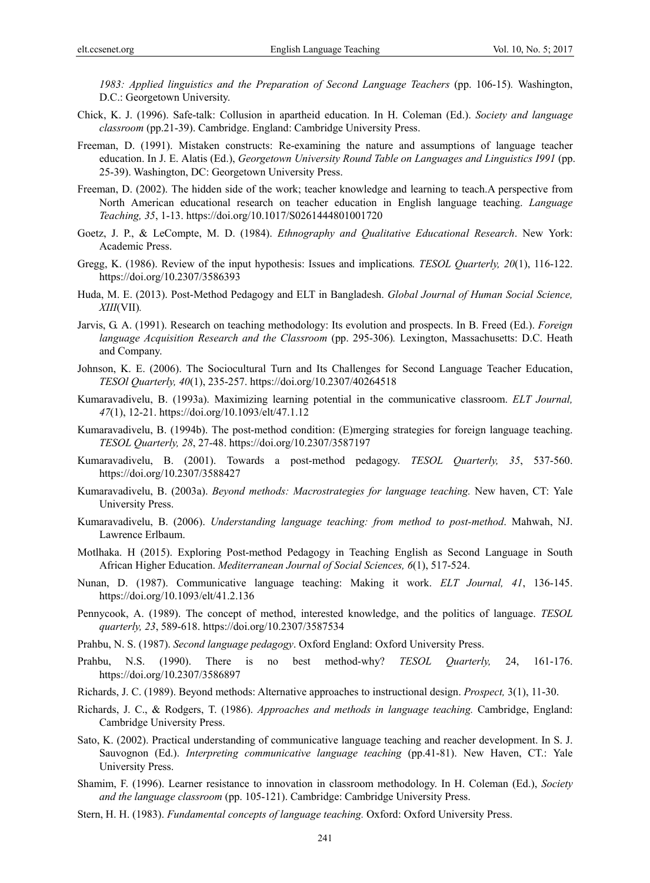*1983: Applied linguistics and the Preparation of Second Language Teachers* (pp. 106-15). Washington, D.C.: Georgetown University.

Chick, K. J. (1996). Safe-talk: Collusion in apartheid education. In H. Coleman (Ed.). *Society and language classroom* (pp.21-39). Cambridge. England: Cambridge University Press.

Freeman, D. (1991). Mistaken constructs: Re-examining the nature and assumptions of language teacher education. In J. E. Alatis (Ed.), *Georgetown University Round Table on Languages and Linguistics I991* (pp. 25-39). Washington, DC: Georgetown University Press.

Freeman, D. (2002). The hidden side of the work; teacher knowledge and learning to teach.A perspective from North American educational research on teacher education in English language teaching. *Language Teaching, 35*, 1-13. https://doi.org/10.1017/S0261444801001720

Goetz, J. P., & LeCompte, M. D. (1984). *Ethnography and Qualitative Educational Research*. New York: Academic Press.

Gregg, K. (1986). Review of the input hypothesis: Issues and implications*. TESOL Quarterly, 20*(1), 116-122. https://doi.org/10.2307/3586393

Huda, M. E. (2013). Post-Method Pedagogy and ELT in Bangladesh. *Global Journal of Human Social Science, XIII*(VII)*.*

Jarvis, G. A. (1991). Research on teaching methodology: Its evolution and prospects. In B. Freed (Ed.). *Foreign language Acquisition Research and the Classroom* (pp. 295-306)*.* Lexington, Massachusetts: D.C. Heath and Company.

Johnson, K. E. (2006). The Sociocultural Turn and Its Challenges for Second Language Teacher Education, *TESOl Quarterly, 40*(1), 235-257. https://doi.org/10.2307/40264518

Kumaravadivelu, B. (1993a). Maximizing learning potential in the communicative classroom. *ELT Journal, 47*(1), 12-21. https://doi.org/10.1093/elt/47.1.12

Kumaravadivelu, B. (1994b). The post-method condition: (E)merging strategies for foreign language teaching. *TESOL Quarterly, 28*, 27-48. https://doi.org/10.2307/3587197

Kumaravadivelu, B. (2001). Towards a post-method pedagogy. *TESOL Quarterly, 35*, 537-560. https://doi.org/10.2307/3588427

Kumaravadivelu, B. (2003a). *Beyond methods: Macrostrategies for language teaching.* New haven, CT: Yale University Press.

Kumaravadivelu, B. (2006). *Understanding language teaching: from method to post-method*. Mahwah, NJ. Lawrence Erlbaum.

Motlhaka. H (2015). Exploring Post-method Pedagogy in Teaching English as Second Language in South African Higher Education. *Mediterranean Journal of Social Sciences, 6*(1), 517-524.

Nunan, D. (1987). Communicative language teaching: Making it work. *ELT Journal, 41*, 136-145. https://doi.org/10.1093/elt/41.2.136

Pennycook, A. (1989). The concept of method, interested knowledge, and the politics of language. *TESOL quarterly, 23*, 589-618. https://doi.org/10.2307/3587534

Prahbu, N. S. (1987). *Second language pedagogy*. Oxford England: Oxford University Press.

Prahbu, N.S. (1990). There is no best method-why? *TESOL Quarterly,* 24, 161-176. https://doi.org/10.2307/3586897

Richards, J. C. (1989). Beyond methods: Alternative approaches to instructional design. *Prospect,* 3(1), 11-30.

Richards, J. C., & Rodgers, T. (1986). *Approaches and methods in language teaching.* Cambridge, England: Cambridge University Press.

Sato, K. (2002). Practical understanding of communicative language teaching and reacher development. In S. J. Sauvognon (Ed.). *Interpreting communicative language teaching* (pp.41-81). New Haven, CT.: Yale University Press.

Shamim, F. (1996). Learner resistance to innovation in classroom methodology. In H. Coleman (Ed.), *Society and the language classroom* (pp. 105-121). Cambridge: Cambridge University Press.

Stern, H. H. (1983). *Fundamental concepts of language teaching.* Oxford: Oxford University Press.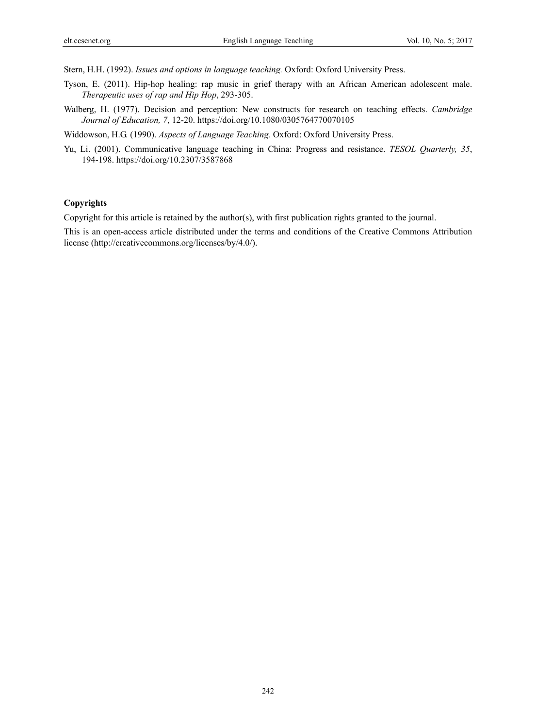Stern, H.H. (1992). *Issues and options in language teaching.* Oxford: Oxford University Press.

Tyson, E. (2011). Hip-hop healing: rap music in grief therapy with an African American adolescent male. *Therapeutic uses of rap and Hip Hop*, 293-305.

Walberg, H. (1977). Decision and perception: New constructs for research on teaching effects. *Cambridge Journal of Education, 7*, 12-20. https://doi.org/10.1080/0305764770070105

Widdowson, H.G. (1990). *Aspects of Language Teaching.* Oxford: Oxford University Press.

Yu, Li. (2001). Communicative language teaching in China: Progress and resistance. *TESOL Quarterly, 35*, 194-198. https://doi.org/10.2307/3587868

**Copyrights**

Copyright for this article is retained by the author(s), with first publication rights granted to the journal.

This is an open-access article distributed under the terms and conditions of the Creative Commons Attribution license (http://creativecommons.org/licenses/by/4.0/).